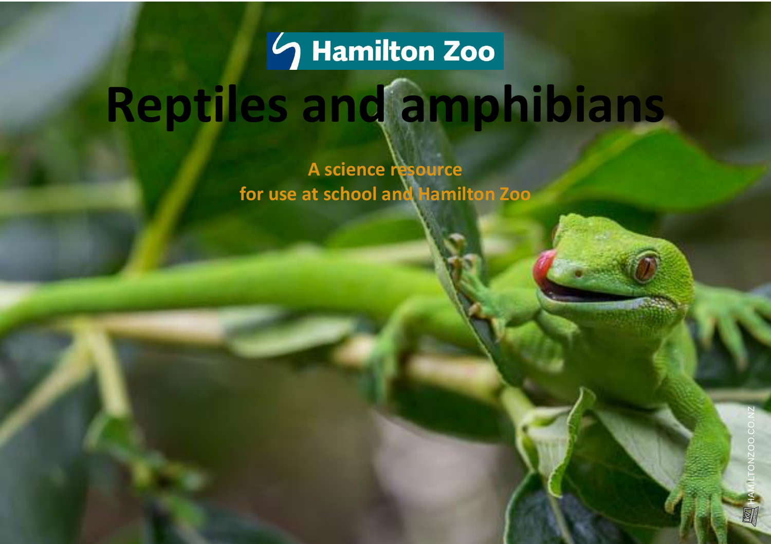Hamilton Zoo

# Reptiles and amphibians

**A science resource**
**for use at school and Hamilton Zoo**

HAMILTONZOO.CO.NZ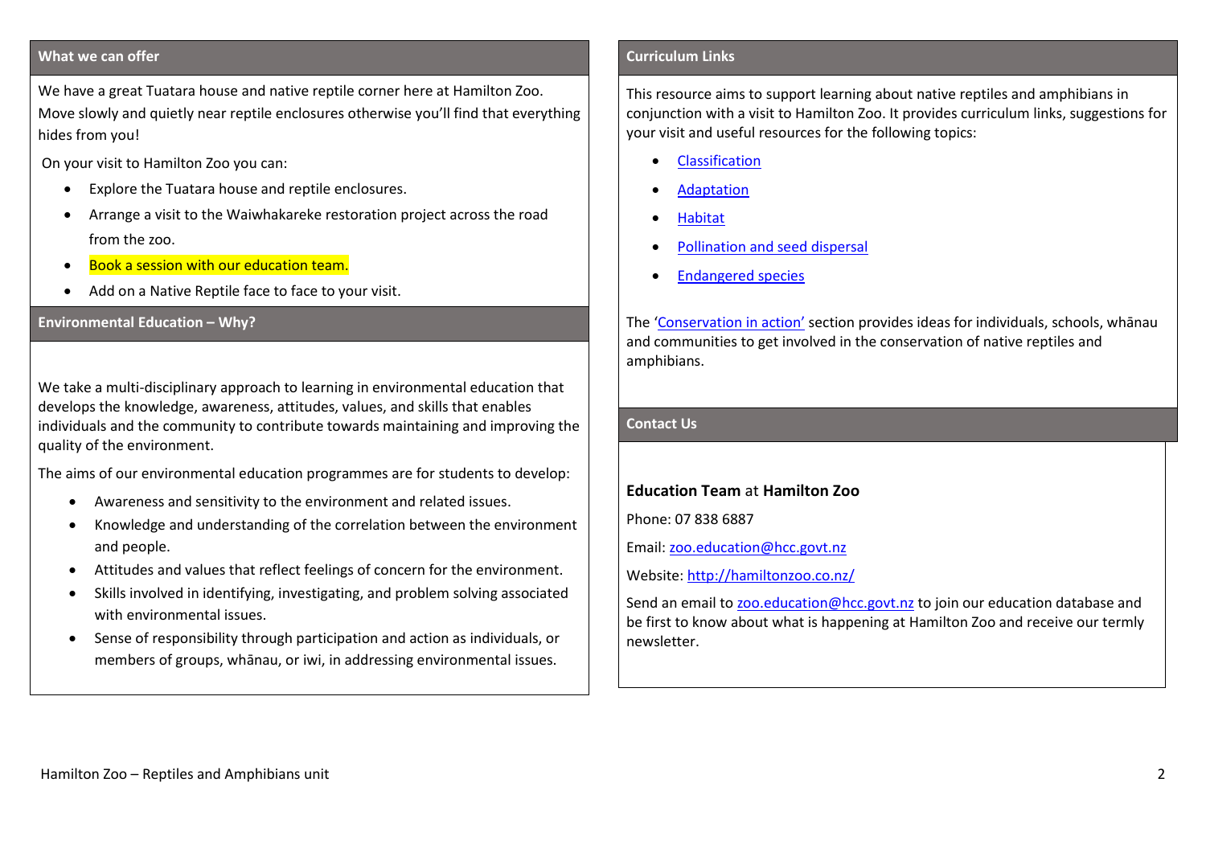## What we can offer

We have a great Tuatara house and native reptile corner here at Hamilton Zoo. Move slowly and quietly near reptile enclosures otherwise you'll find that everything hides from you!

On your visit to Hamilton Zoo you can:

- Explore the Tuatara house and reptile enclosures.
- Arrange a visit to the Waiwhakareke restoration project across the road from the zoo.
- Book a session with our education team.
- Add on a Native Reptile face to face to your visit.

## Environmental Education – Why?

We take a multi-disciplinary approach to learning in environmental education that develops the knowledge, awareness, attitudes, values, and skills that enables individuals and the community to contribute towards maintaining and improving the quality of the environment.

The aims of our environmental education programmes are for students to develop:

- Awareness and sensitivity to the environment and related issues.
- Knowledge and understanding of the correlation between the environment and people.
- Attitudes and values that reflect feelings of concern for the environment.
- Skills involved in identifying, investigating, and problem solving associated with environmental issues.
- Sense of responsibility through participation and action as individuals, or members of groups, whānau, or iwi, in addressing environmental issues.

## Curriculum Links

This resource aims to support learning about native reptiles and amphibians in conjunction with a visit to Hamilton Zoo. It provides curriculum links, suggestions for your visit and useful resources for the following topics:

- Classification
- Adaptation
- Habitat
- Pollination and seed dispersal
- Endangered species

The 'Conservation in action' section provides ideas for individuals, schools, whānau and communities to get involved in the conservation of native reptiles and amphibians.

## Contact Us

**Education Team** at **Hamilton Zoo**

Phone: 07 838 6887

Email: zoo.education@hcc.govt.nz

Website: http://hamiltonzoo.co.nz/

Send an email to zoo.education@hcc.govt.nz to join our education database and be first to know about what is happening at Hamilton Zoo and receive our termly newsletter.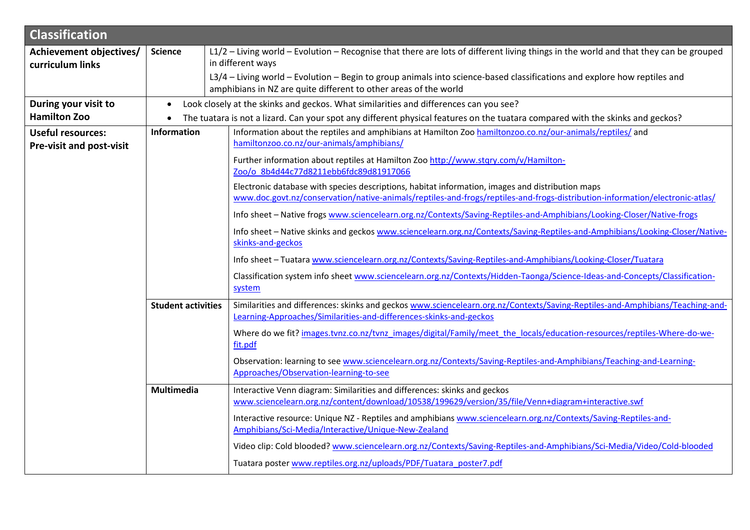## Classification

| | | |
|---|---|---|
| **Achievement objectives/ curriculum links** | **Science** | L1/2 – Living world – Evolution – Recognise that there are lots of different living things in the world and that they can be grouped in different ways<br><br>L3/4 – Living world – Evolution – Begin to group animals into science-based classifications and explore how reptiles and amphibians in NZ are quite different to other areas of the world |
| **During your visit to Hamilton Zoo** | | • Look closely at the skinks and geckos. What similarities and differences can you see?<br>• The tuatara is not a lizard. Can your spot any different physical features on the tuatara compared with the skinks and geckos? |
| **Useful resources: Pre-visit and post-visit** | **Information** | Information about the reptiles and amphibians at Hamilton Zoo hamiltonzoo.co.nz/our-animals/reptiles/ and hamiltonzoo.co.nz/our-animals/amphibians/<br><br>Further information about reptiles at Hamilton Zoo http://www.stqry.com/v/Hamilton-Zoo/o_8b4d44c77d8211ebb6fdc89d81917066<br><br>Electronic database with species descriptions, habitat information, images and distribution maps www.doc.govt.nz/conservation/native-animals/reptiles-and-frogs/reptiles-and-frogs-distribution-information/electronic-atlas/<br><br>Info sheet – Native frogs www.sciencelearn.org.nz/Contexts/Saving-Reptiles-and-Amphibians/Looking-Closer/Native-frogs<br><br>Info sheet – Native skinks and geckos www.sciencelearn.org.nz/Contexts/Saving-Reptiles-and-Amphibians/Looking-Closer/Native-skinks-and-geckos<br><br>Info sheet – Tuatara www.sciencelearn.org.nz/Contexts/Saving-Reptiles-and-Amphibians/Looking-Closer/Tuatara<br><br>Classification system info sheet www.sciencelearn.org.nz/Contexts/Hidden-Taonga/Science-Ideas-and-Concepts/Classification-system |
| | **Student activities** | Similarities and differences: skinks and geckos www.sciencelearn.org.nz/Contexts/Saving-Reptiles-and-Amphibians/Teaching-and-Learning-Approaches/Similarities-and-differences-skinks-and-geckos<br><br>Where do we fit? images.tvnz.co.nz/tvnz_images/digital/Family/meet_the_locals/education-resources/reptiles-Where-do-we-fit.pdf<br><br>Observation: learning to see www.sciencelearn.org.nz/Contexts/Saving-Reptiles-and-Amphibians/Teaching-and-Learning-Approaches/Observation-learning-to-see |
| | **Multimedia** | Interactive Venn diagram: Similarities and differences: skinks and geckos www.sciencelearn.org.nz/content/download/10538/199629/version/35/file/Venn+diagram+interactive.swf<br><br>Interactive resource: Unique NZ - Reptiles and amphibians www.sciencelearn.org.nz/Contexts/Saving-Reptiles-and-Amphibians/Sci-Media/Interactive/Unique-New-Zealand<br><br>Video clip: Cold blooded? www.sciencelearn.org.nz/Contexts/Saving-Reptiles-and-Amphibians/Sci-Media/Video/Cold-blooded<br><br>Tuatara poster www.reptiles.org.nz/uploads/PDF/Tuatara_poster7.pdf |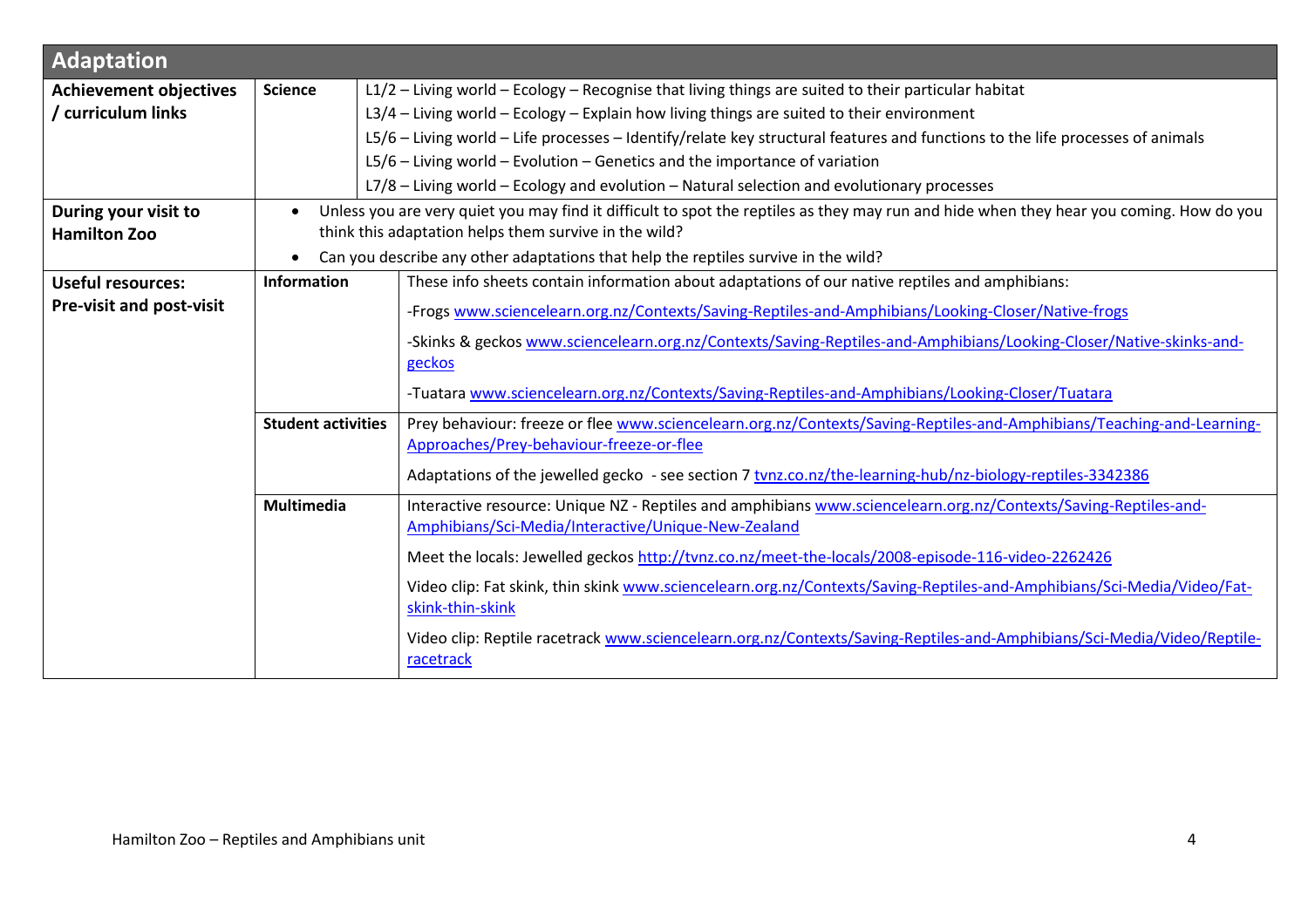## Adaptation

| | | |
|---|---|---|
| **Achievement objectives / curriculum links** | **Science** | L1/2 – Living world – Ecology – Recognise that living things are suited to their particular habitat<br>L3/4 – Living world – Ecology – Explain how living things are suited to their environment<br>L5/6 – Living world – Life processes – Identify/relate key structural features and functions to the life processes of animals<br>L5/6 – Living world – Evolution – Genetics and the importance of variation<br>L7/8 – Living world – Ecology and evolution – Natural selection and evolutionary processes |
| **During your visit to Hamilton Zoo** | • Unless you are very quiet you may find it difficult to spot the reptiles as they may run and hide when they hear you coming. How do you think this adaptation helps them survive in the wild?<br>• Can you describe any other adaptations that help the reptiles survive in the wild? | |
| **Useful resources: Pre-visit and post-visit** | **Information** | These info sheets contain information about adaptations of our native reptiles and amphibians:<br>-Frogs www.sciencelearn.org.nz/Contexts/Saving-Reptiles-and-Amphibians/Looking-Closer/Native-frogs<br>-Skinks & geckos www.sciencelearn.org.nz/Contexts/Saving-Reptiles-and-Amphibians/Looking-Closer/Native-skinks-and-geckos<br>-Tuatara www.sciencelearn.org.nz/Contexts/Saving-Reptiles-and-Amphibians/Looking-Closer/Tuatara |
| | **Student activities** | Prey behaviour: freeze or flee www.sciencelearn.org.nz/Contexts/Saving-Reptiles-and-Amphibians/Teaching-and-Learning-Approaches/Prey-behaviour-freeze-or-flee<br>Adaptations of the jewelled gecko - see section 7 tvnz.co.nz/the-learning-hub/nz-biology-reptiles-3342386 |
| | **Multimedia** | Interactive resource: Unique NZ - Reptiles and amphibians www.sciencelearn.org.nz/Contexts/Saving-Reptiles-and-Amphibians/Sci-Media/Interactive/Unique-New-Zealand<br>Meet the locals: Jewelled geckos http://tvnz.co.nz/meet-the-locals/2008-episode-116-video-2262426<br>Video clip: Fat skink, thin skink www.sciencelearn.org.nz/Contexts/Saving-Reptiles-and-Amphibians/Sci-Media/Video/Fat-skink-thin-skink<br>Video clip: Reptile racetrack www.sciencelearn.org.nz/Contexts/Saving-Reptiles-and-Amphibians/Sci-Media/Video/Reptile-racetrack |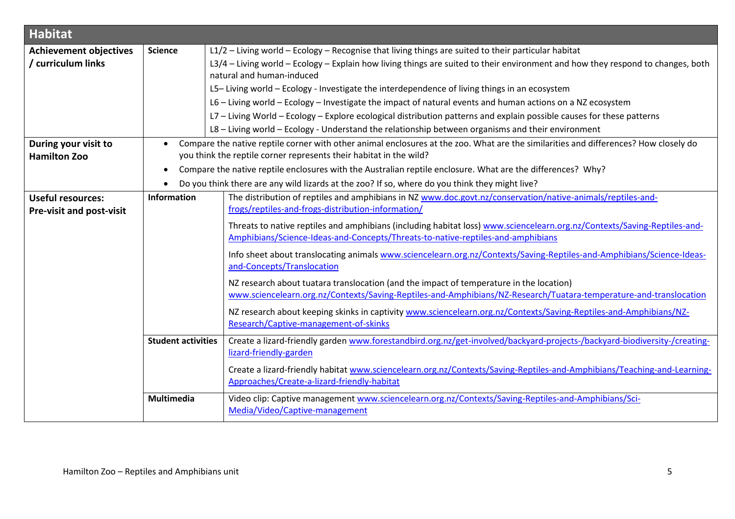## Habitat

| | | |
|---|---|---|
| **Achievement objectives / curriculum links** | **Science** | L1/2 – Living world – Ecology – Recognise that living things are suited to their particular habitat<br>L3/4 – Living world – Ecology – Explain how living things are suited to their environment and how they respond to changes, both natural and human-induced<br>L5– Living world – Ecology - Investigate the interdependence of living things in an ecosystem<br>L6 – Living world – Ecology – Investigate the impact of natural events and human actions on a NZ ecosystem<br>L7 – Living World – Ecology – Explore ecological distribution patterns and explain possible causes for these patterns<br>L8 – Living world – Ecology - Understand the relationship between organisms and their environment |
| **During your visit to Hamilton Zoo** | • Compare the native reptile corner with other animal enclosures at the zoo. What are the similarities and differences? How closely do you think the reptile corner represents their habitat in the wild?<br>• Compare the native reptile enclosures with the Australian reptile enclosure. What are the differences? Why?<br>• Do you think there are any wild lizards at the zoo? If so, where do you think they might live? | |
| **Useful resources: Pre-visit and post-visit** | **Information** | The distribution of reptiles and amphibians in NZ www.doc.govt.nz/conservation/native-animals/reptiles-and-frogs/reptiles-and-frogs-distribution-information/<br><br>Threats to native reptiles and amphibians (including habitat loss) www.sciencelearn.org.nz/Contexts/Saving-Reptiles-and-Amphibians/Science-Ideas-and-Concepts/Threats-to-native-reptiles-and-amphibians<br><br>Info sheet about translocating animals www.sciencelearn.org.nz/Contexts/Saving-Reptiles-and-Amphibians/Science-Ideas-and-Concepts/Translocation<br><br>NZ research about tuatara translocation (and the impact of temperature in the location) www.sciencelearn.org.nz/Contexts/Saving-Reptiles-and-Amphibians/NZ-Research/Tuatara-temperature-and-translocation<br><br>NZ research about keeping skinks in captivity www.sciencelearn.org.nz/Contexts/Saving-Reptiles-and-Amphibians/NZ-Research/Captive-management-of-skinks |
| | **Student activities** | Create a lizard-friendly garden www.forestandbird.org.nz/get-involved/backyard-projects-/backyard-biodiversity-/creating-lizard-friendly-garden<br><br>Create a lizard-friendly habitat www.sciencelearn.org.nz/Contexts/Saving-Reptiles-and-Amphibians/Teaching-and-Learning-Approaches/Create-a-lizard-friendly-habitat |
| | **Multimedia** | Video clip: Captive management www.sciencelearn.org.nz/Contexts/Saving-Reptiles-and-Amphibians/Sci-Media/Video/Captive-management |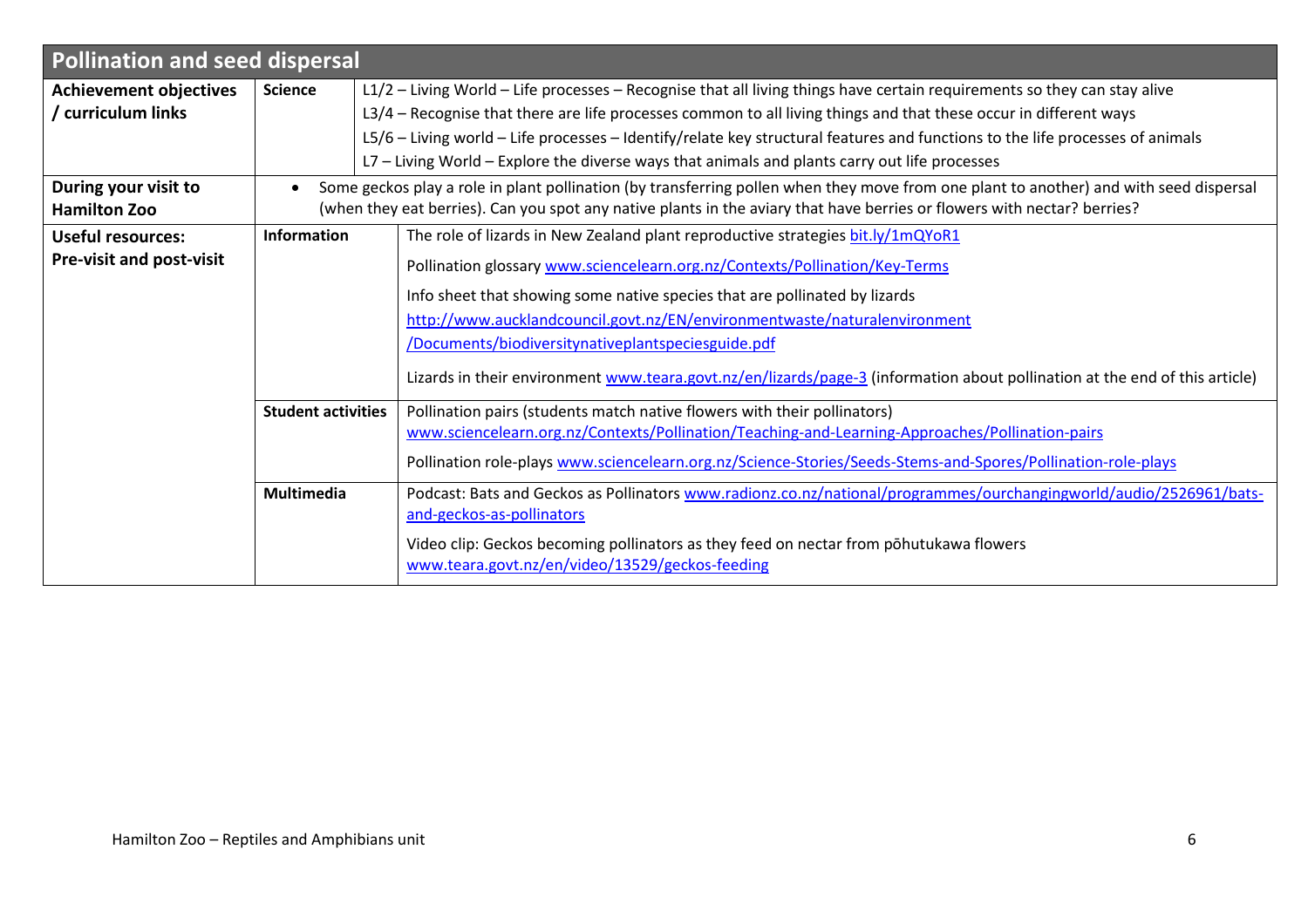| Pollination and seed dispersal | | |
|---|---|---|
| **Achievement objectives / curriculum links** | **Science** | L1/2 – Living World – Life processes – Recognise that all living things have certain requirements so they can stay alive<br>L3/4 – Recognise that there are life processes common to all living things and that these occur in different ways<br>L5/6 – Living world – Life processes – Identify/relate key structural features and functions to the life processes of animals<br>L7 – Living World – Explore the diverse ways that animals and plants carry out life processes |
| **During your visit to Hamilton Zoo** | • Some geckos play a role in plant pollination (by transferring pollen when they move from one plant to another) and with seed dispersal (when they eat berries). Can you spot any native plants in the aviary that have berries or flowers with nectar? berries? | |
| **Useful resources: Pre-visit and post-visit** | **Information** | The role of lizards in New Zealand plant reproductive strategies bit.ly/1mQYoR1<br>Pollination glossary www.sciencelearn.org.nz/Contexts/Pollination/Key-Terms<br>Info sheet that showing some native species that are pollinated by lizards http://www.aucklandcouncil.govt.nz/EN/environmentwaste/naturalenvironment/Documents/biodiversitynativeplantspeciesguide.pdf<br>Lizards in their environment www.teara.govt.nz/en/lizards/page-3 (information about pollination at the end of this article) |
| | **Student activities** | Pollination pairs (students match native flowers with their pollinators) www.sciencelearn.org.nz/Contexts/Pollination/Teaching-and-Learning-Approaches/Pollination-pairs<br>Pollination role-plays www.sciencelearn.org.nz/Science-Stories/Seeds-Stems-and-Spores/Pollination-role-plays |
| | **Multimedia** | Podcast: Bats and Geckos as Pollinators www.radionz.co.nz/national/programmes/ourchangingworld/audio/2526961/bats-and-geckos-as-pollinators<br>Video clip: Geckos becoming pollinators as they feed on nectar from pōhutukawa flowers www.teara.govt.nz/en/video/13529/geckos-feeding |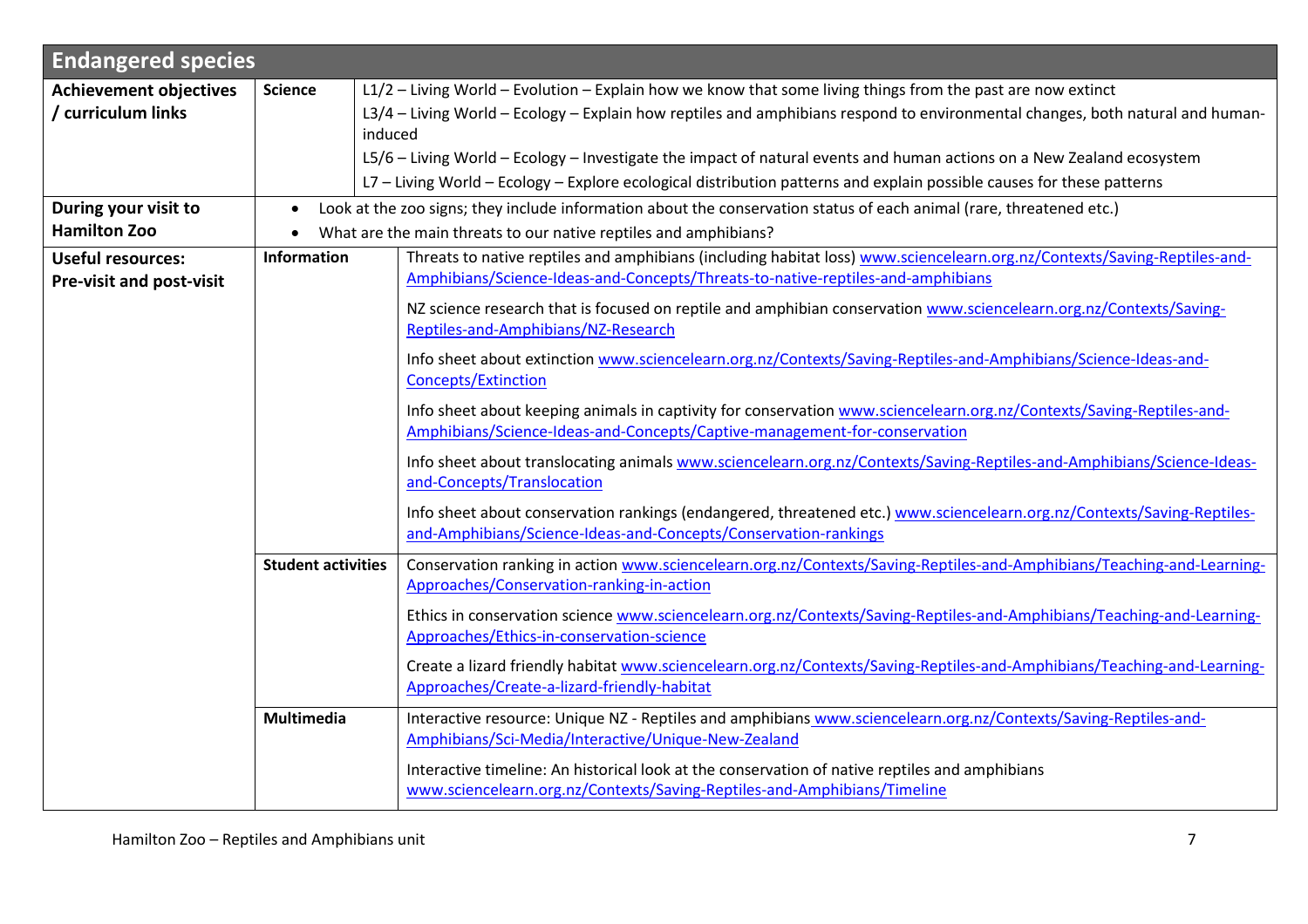## Endangered species

| | | |
|---|---|---|
| **Achievement objectives / curriculum links** | **Science** | L1/2 – Living World – Evolution – Explain how we know that some living things from the past are now extinct<br>L3/4 – Living World – Ecology – Explain how reptiles and amphibians respond to environmental changes, both natural and human-induced<br>L5/6 – Living World – Ecology – Investigate the impact of natural events and human actions on a New Zealand ecosystem<br>L7 – Living World – Ecology – Explore ecological distribution patterns and explain possible causes for these patterns |
| **During your visit to Hamilton Zoo** | | • Look at the zoo signs; they include information about the conservation status of each animal (rare, threatened etc.)<br>• What are the main threats to our native reptiles and amphibians? |
| **Useful resources: Pre-visit and post-visit** | **Information** | Threats to native reptiles and amphibians (including habitat loss) www.sciencelearn.org.nz/Contexts/Saving-Reptiles-and-Amphibians/Science-Ideas-and-Concepts/Threats-to-native-reptiles-and-amphibians<br><br>NZ science research that is focused on reptile and amphibian conservation www.sciencelearn.org.nz/Contexts/Saving-Reptiles-and-Amphibians/NZ-Research<br><br>Info sheet about extinction www.sciencelearn.org.nz/Contexts/Saving-Reptiles-and-Amphibians/Science-Ideas-and-Concepts/Extinction<br><br>Info sheet about keeping animals in captivity for conservation www.sciencelearn.org.nz/Contexts/Saving-Reptiles-and-Amphibians/Science-Ideas-and-Concepts/Captive-management-for-conservation<br><br>Info sheet about translocating animals www.sciencelearn.org.nz/Contexts/Saving-Reptiles-and-Amphibians/Science-Ideas-and-Concepts/Translocation<br><br>Info sheet about conservation rankings (endangered, threatened etc.) www.sciencelearn.org.nz/Contexts/Saving-Reptiles-and-Amphibians/Science-Ideas-and-Concepts/Conservation-rankings |
| | **Student activities** | Conservation ranking in action www.sciencelearn.org.nz/Contexts/Saving-Reptiles-and-Amphibians/Teaching-and-Learning-Approaches/Conservation-ranking-in-action<br><br>Ethics in conservation science www.sciencelearn.org.nz/Contexts/Saving-Reptiles-and-Amphibians/Teaching-and-Learning-Approaches/Ethics-in-conservation-science<br><br>Create a lizard friendly habitat www.sciencelearn.org.nz/Contexts/Saving-Reptiles-and-Amphibians/Teaching-and-Learning-Approaches/Create-a-lizard-friendly-habitat |
| | **Multimedia** | Interactive resource: Unique NZ - Reptiles and amphibians www.sciencelearn.org.nz/Contexts/Saving-Reptiles-and-Amphibians/Sci-Media/Interactive/Unique-New-Zealand<br><br>Interactive timeline: An historical look at the conservation of native reptiles and amphibians www.sciencelearn.org.nz/Contexts/Saving-Reptiles-and-Amphibians/Timeline |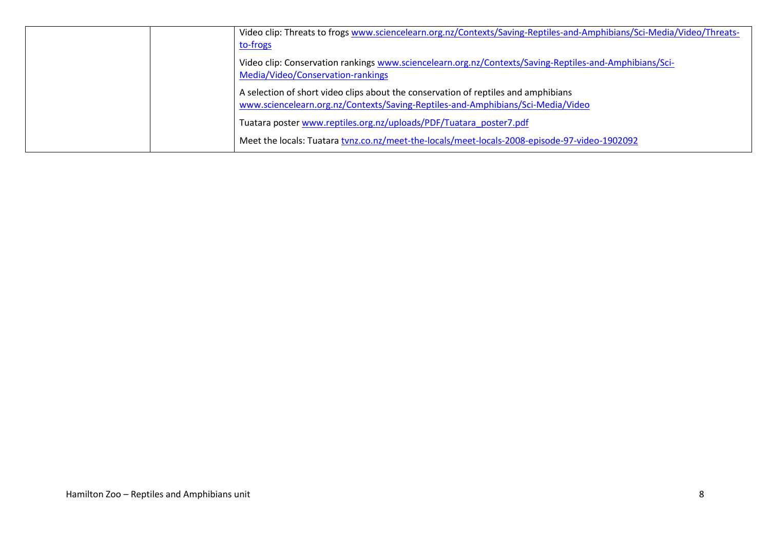| | | |
|---|---|---|
| | | Video clip: Threats to frogs www.sciencelearn.org.nz/Contexts/Saving-Reptiles-and-Amphibians/Sci-Media/Video/Threats-to-frogs<br><br>Video clip: Conservation rankings www.sciencelearn.org.nz/Contexts/Saving-Reptiles-and-Amphibians/Sci-Media/Video/Conservation-rankings<br><br>A selection of short video clips about the conservation of reptiles and amphibians www.sciencelearn.org.nz/Contexts/Saving-Reptiles-and-Amphibians/Sci-Media/Video<br><br>Tuatara poster www.reptiles.org.nz/uploads/PDF/Tuatara_poster7.pdf<br><br>Meet the locals: Tuatara tvnz.co.nz/meet-the-locals/meet-locals-2008-episode-97-video-1902092 |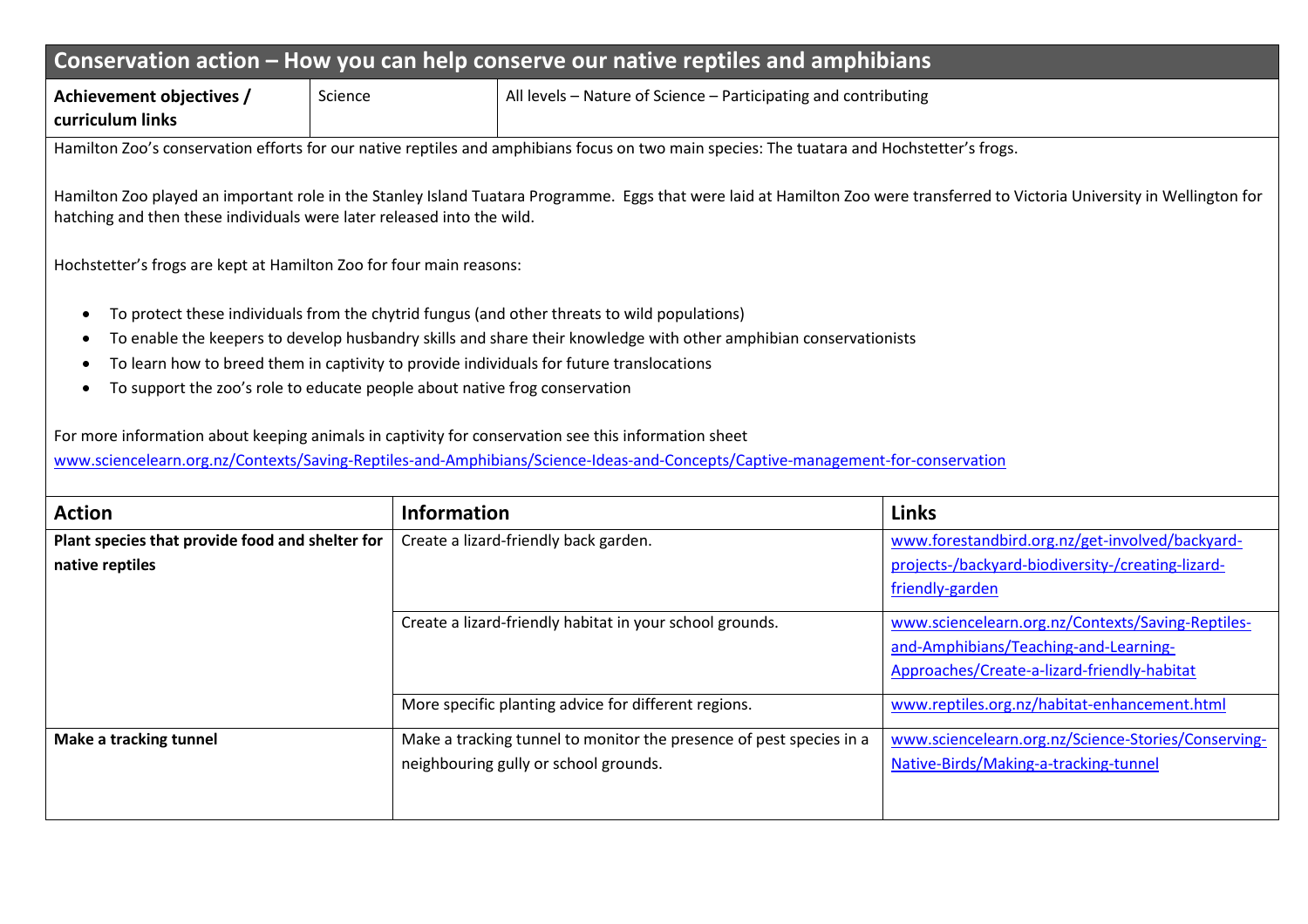## Conservation action – How you can help conserve our native reptiles and amphibians

| **Achievement objectives / curriculum links** | Science | All levels – Nature of Science – Participating and contributing |
| --- | --- | --- |

Hamilton Zoo's conservation efforts for our native reptiles and amphibians focus on two main species: The tuatara and Hochstetter's frogs.

Hamilton Zoo played an important role in the Stanley Island Tuatara Programme. Eggs that were laid at Hamilton Zoo were transferred to Victoria University in Wellington for hatching and then these individuals were later released into the wild.

Hochstetter's frogs are kept at Hamilton Zoo for four main reasons:

- To protect these individuals from the chytrid fungus (and other threats to wild populations)
- To enable the keepers to develop husbandry skills and share their knowledge with other amphibian conservationists
- To learn how to breed them in captivity to provide individuals for future translocations
- To support the zoo's role to educate people about native frog conservation

For more information about keeping animals in captivity for conservation see this information sheet
www.sciencelearn.org.nz/Contexts/Saving-Reptiles-and-Amphibians/Science-Ideas-and-Concepts/Captive-management-for-conservation

| Action | Information | Links |
| --- | --- | --- |
| **Plant species that provide food and shelter for native reptiles** | Create a lizard-friendly back garden. | www.forestandbird.org.nz/get-involved/backyard-projects-/backyard-biodiversity-/creating-lizard-friendly-garden |
| | Create a lizard-friendly habitat in your school grounds. | www.sciencelearn.org.nz/Contexts/Saving-Reptiles-and-Amphibians/Teaching-and-Learning-Approaches/Create-a-lizard-friendly-habitat |
| | More specific planting advice for different regions. | www.reptiles.org.nz/habitat-enhancement.html |
| **Make a tracking tunnel** | Make a tracking tunnel to monitor the presence of pest species in a neighbouring gully or school grounds. | www.sciencelearn.org.nz/Science-Stories/Conserving-Native-Birds/Making-a-tracking-tunnel |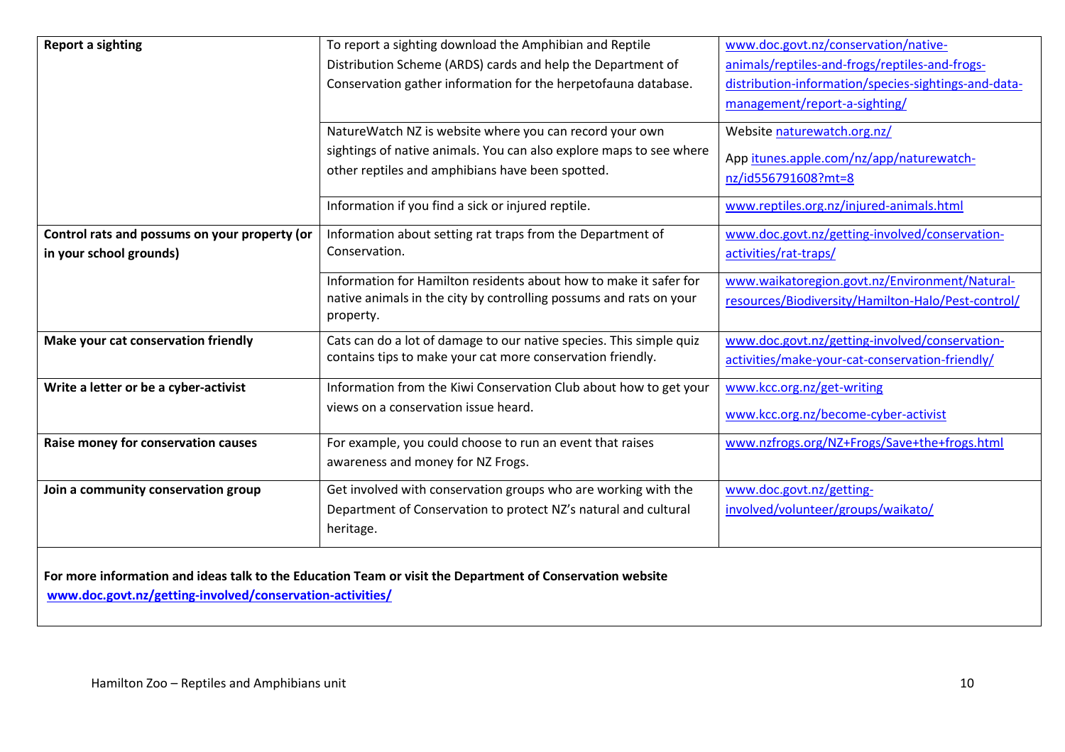| | | |
|---|---|---|
| **Report a sighting** | To report a sighting download the Amphibian and Reptile Distribution Scheme (ARDS) cards and help the Department of Conservation gather information for the herpetofauna database. | www.doc.govt.nz/conservation/native-animals/reptiles-and-frogs/reptiles-and-frogs-distribution-information/species-sightings-and-data-management/report-a-sighting/ |
| | NatureWatch NZ is website where you can record your own sightings of native animals. You can also explore maps to see where other reptiles and amphibians have been spotted. | Website naturewatch.org.nz/ App itunes.apple.com/nz/app/naturewatch-nz/id556791608?mt=8 |
| | Information if you find a sick or injured reptile. | www.reptiles.org.nz/injured-animals.html |
| **Control rats and possums on your property (or in your school grounds)** | Information about setting rat traps from the Department of Conservation. | www.doc.govt.nz/getting-involved/conservation-activities/rat-traps/ |
| | Information for Hamilton residents about how to make it safer for native animals in the city by controlling possums and rats on your property. | www.waikatoregion.govt.nz/Environment/Natural-resources/Biodiversity/Hamilton-Halo/Pest-control/ |
| **Make your cat conservation friendly** | Cats can do a lot of damage to our native species. This simple quiz contains tips to make your cat more conservation friendly. | www.doc.govt.nz/getting-involved/conservation-activities/make-your-cat-conservation-friendly/ |
| **Write a letter or be a cyber-activist** | Information from the Kiwi Conservation Club about how to get your views on a conservation issue heard. | www.kcc.org.nz/get-writing www.kcc.org.nz/become-cyber-activist |
| **Raise money for conservation causes** | For example, you could choose to run an event that raises awareness and money for NZ Frogs. | www.nzfrogs.org/NZ+Frogs/Save+the+frogs.html |
| **Join a community conservation group** | Get involved with conservation groups who are working with the Department of Conservation to protect NZ's natural and cultural heritage. | www.doc.govt.nz/getting-involved/volunteer/groups/waikato/ |

**For more information and ideas talk to the Education Team or visit the Department of Conservation website**
**www.doc.govt.nz/getting-involved/conservation-activities/**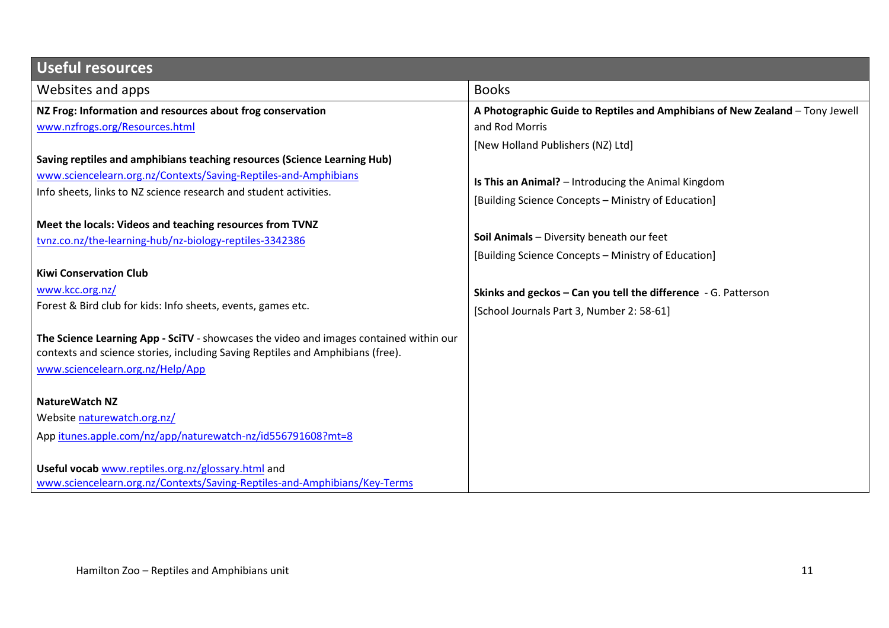## Useful resources

| Websites and apps | Books |
|---|---|
| **NZ Frog: Information and resources about frog conservation** www.nzfrogs.org/Resources.html<br><br>**Saving reptiles and amphibians teaching resources (Science Learning Hub)** www.sciencelearn.org.nz/Contexts/Saving-Reptiles-and-Amphibians Info sheets, links to NZ science research and student activities.<br><br>**Meet the locals: Videos and teaching resources from TVNZ** tvnz.co.nz/the-learning-hub/nz-biology-reptiles-3342386<br><br>**Kiwi Conservation Club** www.kcc.org.nz/ Forest & Bird club for kids: Info sheets, events, games etc.<br><br>**The Science Learning App - SciTV** - showcases the video and images contained within our contexts and science stories, including Saving Reptiles and Amphibians (free). www.sciencelearn.org.nz/Help/App<br><br>**NatureWatch NZ** Website naturewatch.org.nz/ App itunes.apple.com/nz/app/naturewatch-nz/id556791608?mt=8<br><br>**Useful vocab** www.reptiles.org.nz/glossary.html and www.sciencelearn.org.nz/Contexts/Saving-Reptiles-and-Amphibians/Key-Terms | **A Photographic Guide to Reptiles and Amphibians of New Zealand** – Tony Jewell and Rod Morris [New Holland Publishers (NZ) Ltd]<br><br>**Is This an Animal?** – Introducing the Animal Kingdom [Building Science Concepts – Ministry of Education]<br><br>**Soil Animals** – Diversity beneath our feet [Building Science Concepts – Ministry of Education]<br><br>**Skinks and geckos – Can you tell the difference** - G. Patterson [School Journals Part 3, Number 2: 58-61] |